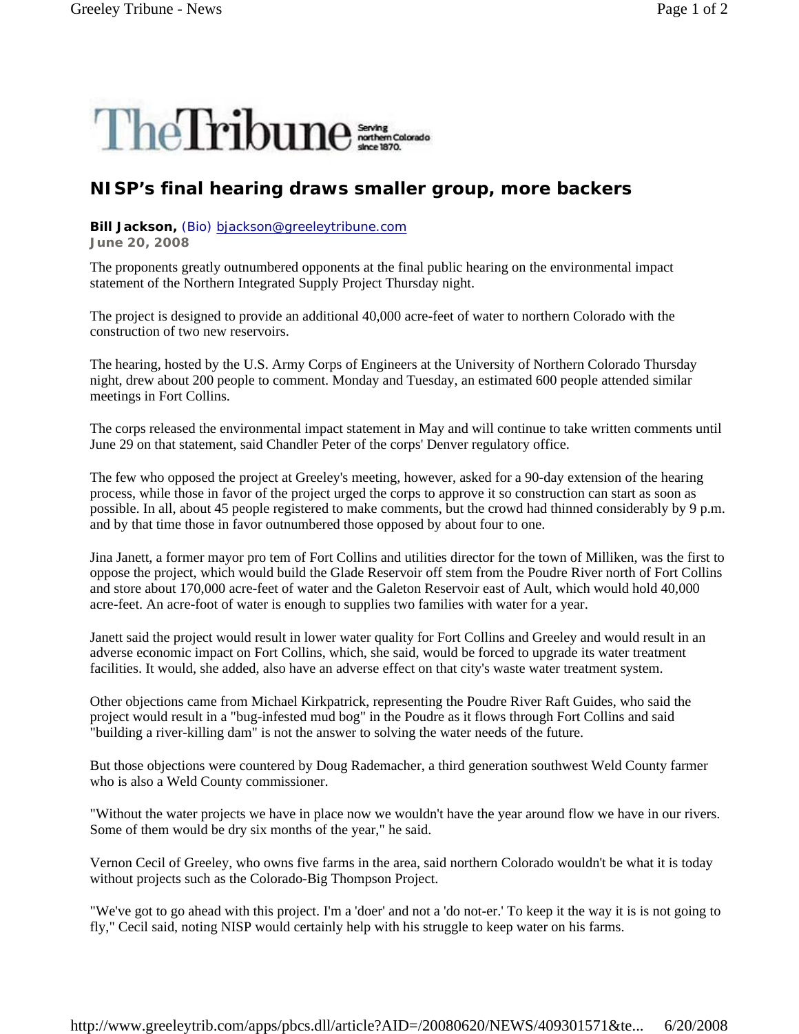# NISP's final hearing draws smaller group, more backers

**Bill Jackson,** (Bio) bjackson@greeleytribune.com
**June 20, 2008**

The proponents greatly outnumbered opponents at the final public hearing on the environmental impact statement of the Northern Integrated Supply Project Thursday night.

The project is designed to provide an additional 40,000 acre-feet of water to northern Colorado with the construction of two new reservoirs.

The hearing, hosted by the U.S. Army Corps of Engineers at the University of Northern Colorado Thursday night, drew about 200 people to comment. Monday and Tuesday, an estimated 600 people attended similar meetings in Fort Collins.

The corps released the environmental impact statement in May and will continue to take written comments until June 29 on that statement, said Chandler Peter of the corps' Denver regulatory office.

The few who opposed the project at Greeley's meeting, however, asked for a 90-day extension of the hearing process, while those in favor of the project urged the corps to approve it so construction can start as soon as possible. In all, about 45 people registered to make comments, but the crowd had thinned considerably by 9 p.m. and by that time those in favor outnumbered those opposed by about four to one.

Jina Janett, a former mayor pro tem of Fort Collins and utilities director for the town of Milliken, was the first to oppose the project, which would build the Glade Reservoir off stem from the Poudre River north of Fort Collins and store about 170,000 acre-feet of water and the Galeton Reservoir east of Ault, which would hold 40,000 acre-feet. An acre-foot of water is enough to supplies two families with water for a year.

Janett said the project would result in lower water quality for Fort Collins and Greeley and would result in an adverse economic impact on Fort Collins, which, she said, would be forced to upgrade its water treatment facilities. It would, she added, also have an adverse effect on that city's waste water treatment system.

Other objections came from Michael Kirkpatrick, representing the Poudre River Raft Guides, who said the project would result in a "bug-infested mud bog" in the Poudre as it flows through Fort Collins and said "building a river-killing dam" is not the answer to solving the water needs of the future.

But those objections were countered by Doug Rademacher, a third generation southwest Weld County farmer who is also a Weld County commissioner.

"Without the water projects we have in place now we wouldn't have the year around flow we have in our rivers. Some of them would be dry six months of the year," he said.

Vernon Cecil of Greeley, who owns five farms in the area, said northern Colorado wouldn't be what it is today without projects such as the Colorado-Big Thompson Project.

"We've got to go ahead with this project. I'm a 'doer' and not a 'do not-er.' To keep it the way it is is not going to fly," Cecil said, noting NISP would certainly help with his struggle to keep water on his farms.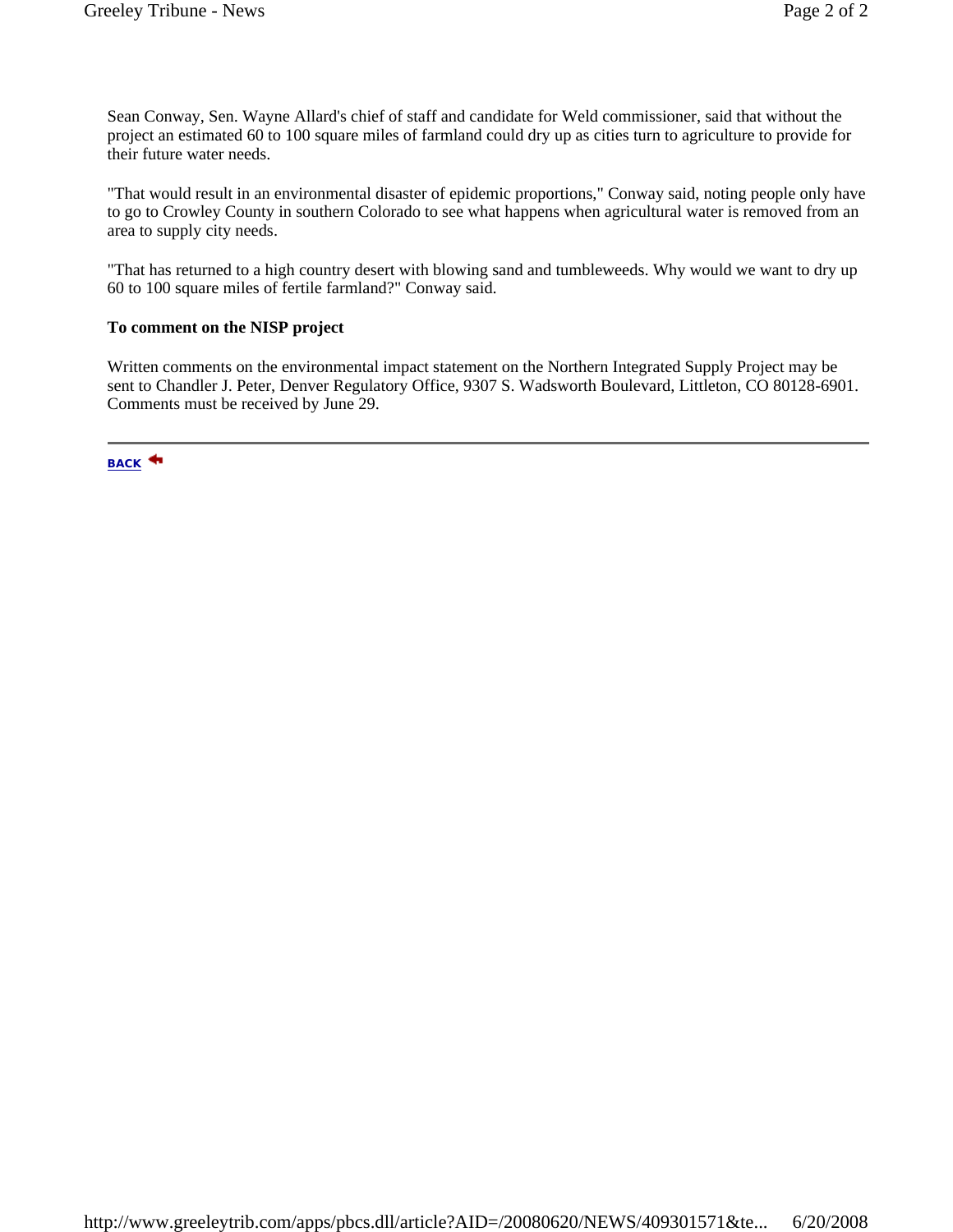Sean Conway, Sen. Wayne Allard's chief of staff and candidate for Weld commissioner, said that without the project an estimated 60 to 100 square miles of farmland could dry up as cities turn to agriculture to provide for their future water needs.

"That would result in an environmental disaster of epidemic proportions," Conway said, noting people only have to go to Crowley County in southern Colorado to see what happens when agricultural water is removed from an area to supply city needs.

"That has returned to a high country desert with blowing sand and tumbleweeds. Why would we want to dry up 60 to 100 square miles of fertile farmland?" Conway said.

**To comment on the NISP project**

Written comments on the environmental impact statement on the Northern Integrated Supply Project may be sent to Chandler J. Peter, Denver Regulatory Office, 9307 S. Wadsworth Boulevard, Littleton, CO 80128-6901. Comments must be received by June 29.

---

BACK